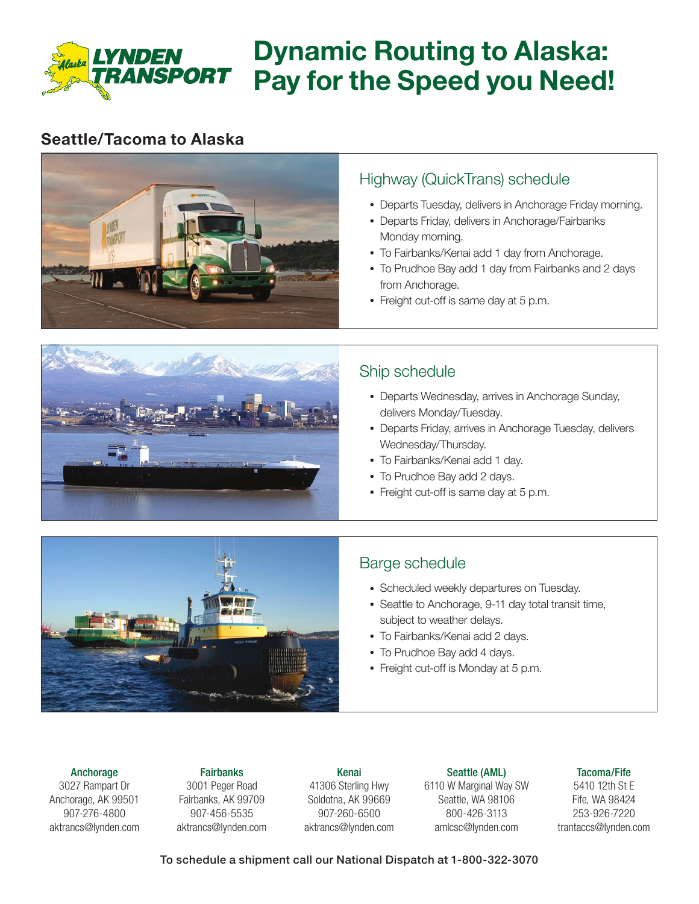# Dynamic Routing to Alaska: Pay for the Speed you Need!

## Seattle/Tacoma to Alaska

### Highway (QuickTrans) schedule

- Departs Tuesday, delivers in Anchorage Friday morning.
- Departs Friday, delivers in Anchorage/Fairbanks Monday morning.
- To Fairbanks/Kenai add 1 day from Anchorage.
- To Prudhoe Bay add 1 day from Fairbanks and 2 days from Anchorage.
- Freight cut-off is same day at 5 p.m.

### Ship schedule

- Departs Wednesday, arrives in Anchorage Sunday, delivers Monday/Tuesday.
- Departs Friday, arrives in Anchorage Tuesday, delivers Wednesday/Thursday.
- To Fairbanks/Kenai add 1 day.
- To Prudhoe Bay add 2 days.
- Freight cut-off is same day at 5 p.m.

### Barge schedule

- Scheduled weekly departures on Tuesday.
- Seattle to Anchorage, 9-11 day total transit time, subject to weather delays.
- To Fairbanks/Kenai add 2 days.
- To Prudhoe Bay add 4 days.
- Freight cut-off is Monday at 5 p.m.

**Anchorage**
3027 Rampart Dr
Anchorage, AK 99501
907-276-4800
aktrancs@lynden.com

**Fairbanks**
3001 Peger Road
Fairbanks, AK 99709
907-456-5535
aktrancs@lynden.com

**Kenai**
41306 Sterling Hwy
Soldotna, AK 99669
907-260-6500
aktrancs@lynden.com

**Seattle (AML)**
6110 W Marginal Way SW
Seattle, WA 98106
800-426-3113
amlcsc@lynden.com

**Tacoma/Fife**
5410 12th St E
Fife, WA 98424
253-926-7220
trantaccs@lynden.com

To schedule a shipment call our National Dispatch at 1-800-322-3070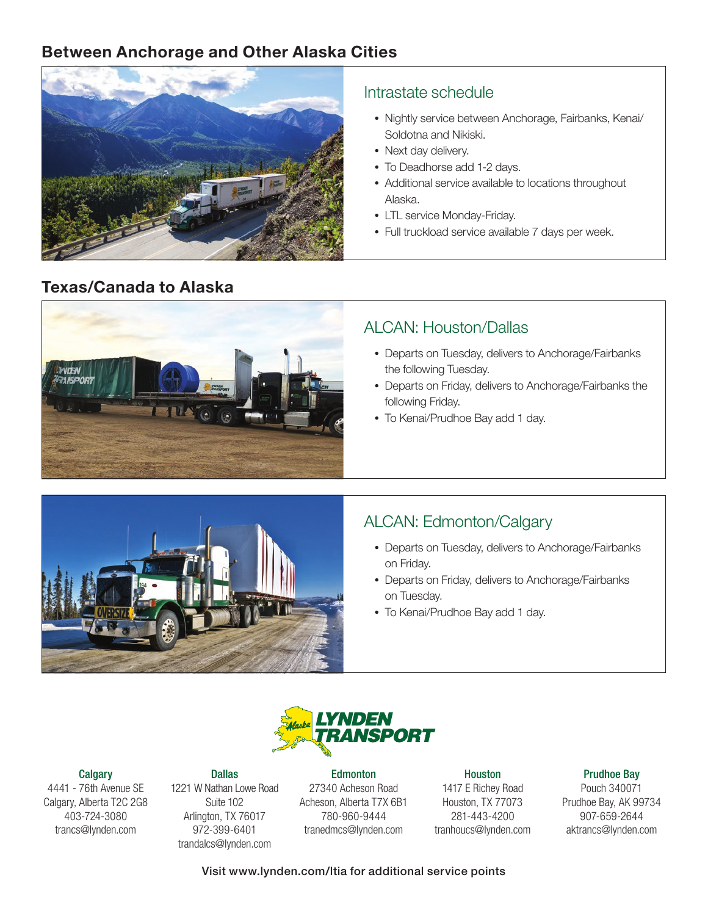## Between Anchorage and Other Alaska Cities

### Intrastate schedule

- Nightly service between Anchorage, Fairbanks, Kenai/ Soldotna and Nikiski.
- Next day delivery.
- To Deadhorse add 1-2 days.
- Additional service available to locations throughout Alaska.
- LTL service Monday-Friday.
- Full truckload service available 7 days per week.

## Texas/Canada to Alaska

### ALCAN: Houston/Dallas

- Departs on Tuesday, delivers to Anchorage/Fairbanks the following Tuesday.
- Departs on Friday, delivers to Anchorage/Fairbanks the following Friday.
- To Kenai/Prudhoe Bay add 1 day.

### ALCAN: Edmonton/Calgary

- Departs on Tuesday, delivers to Anchorage/Fairbanks on Friday.
- Departs on Friday, delivers to Anchorage/Fairbanks on Tuesday.
- To Kenai/Prudhoe Bay add 1 day.

Alaska LYNDEN TRANSPORT

**Calgary**
4441 - 76th Avenue SE
Calgary, Alberta T2C 2G8
403-724-3080
trancs@lynden.com

**Dallas**
1221 W Nathan Lowe Road
Suite 102
Arlington, TX 76017
972-399-6401
trandalcs@lynden.com

**Edmonton**
27340 Acheson Road
Acheson, Alberta T7X 6B1
780-960-9444
tranedmcs@lynden.com

**Houston**
1417 E Richey Road
Houston, TX 77073
281-443-4200
tranhoucs@lynden.com

**Prudhoe Bay**
Pouch 340071
Prudhoe Bay, AK 99734
907-659-2644
aktrancs@lynden.com

Visit www.lynden.com/ltia for additional service points